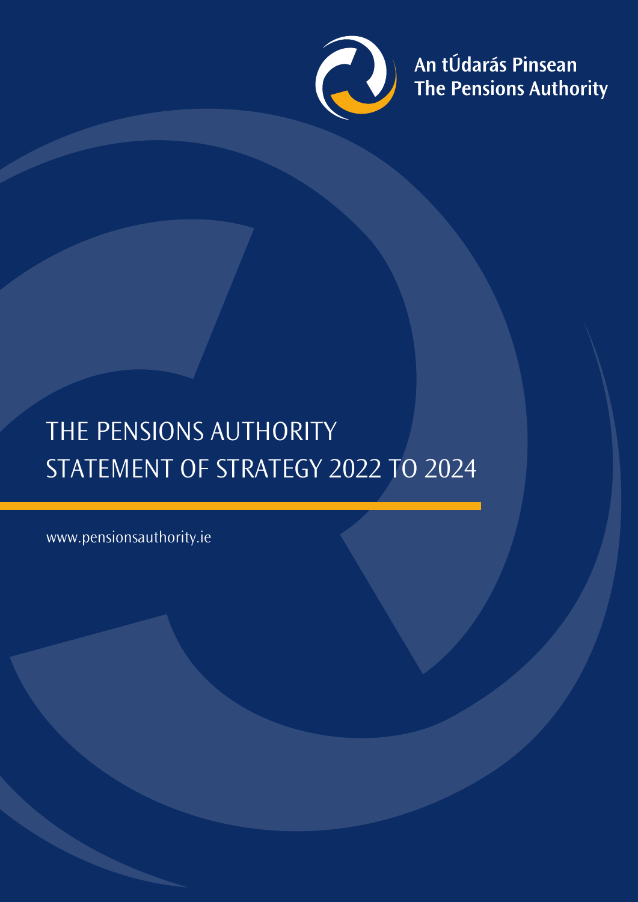An tÚdarás Pinsean
The Pensions Authority

# THE PENSIONS AUTHORITY STATEMENT OF STRATEGY 2022 TO 2024

www.pensionsauthority.ie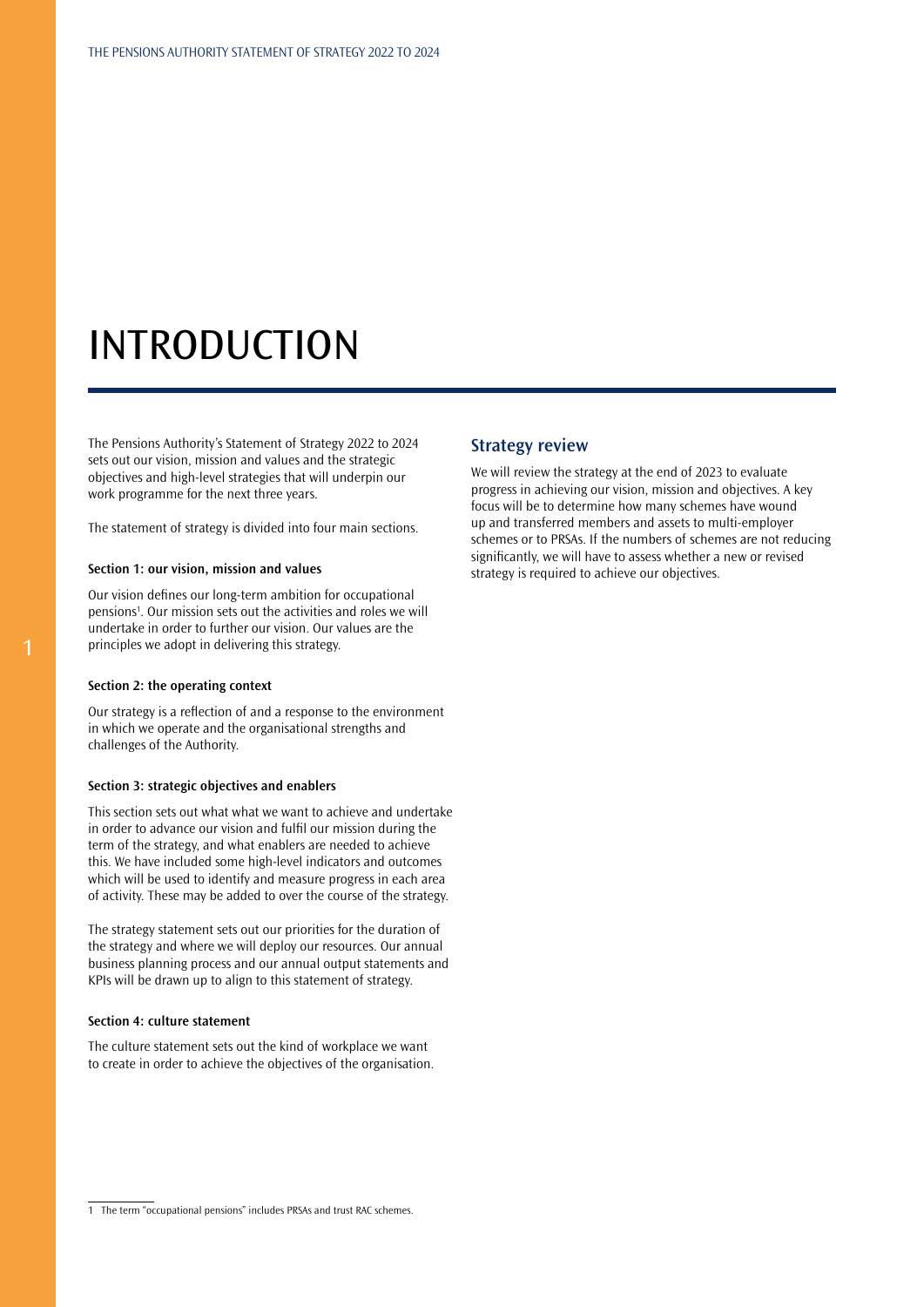# INTRODUCTION

The Pensions Authority's Statement of Strategy 2022 to 2024 sets out our vision, mission and values and the strategic objectives and high-level strategies that will underpin our work programme for the next three years.

The statement of strategy is divided into four main sections.

#### Section 1: our vision, mission and values

Our vision defines our long-term ambition for occupational pensions[1]. Our mission sets out the activities and roles we will undertake in order to further our vision. Our values are the principles we adopt in delivering this strategy.

#### Section 2: the operating context

Our strategy is a reflection of and a response to the environment in which we operate and the organisational strengths and challenges of the Authority.

#### Section 3: strategic objectives and enablers

This section sets out what what we want to achieve and undertake in order to advance our vision and fulfil our mission during the term of the strategy, and what enablers are needed to achieve this. We have included some high-level indicators and outcomes which will be used to identify and measure progress in each area of activity. These may be added to over the course of the strategy.

The strategy statement sets out our priorities for the duration of the strategy and where we will deploy our resources. Our annual business planning process and our annual output statements and KPIs will be drawn up to align to this statement of strategy.

#### Section 4: culture statement

The culture statement sets out the kind of workplace we want to create in order to achieve the objectives of the organisation.

## Strategy review

We will review the strategy at the end of 2023 to evaluate progress in achieving our vision, mission and objectives. A key focus will be to determine how many schemes have wound up and transferred members and assets to multi-employer schemes or to PRSAs. If the numbers of schemes are not reducing significantly, we will have to assess whether a new or revised strategy is required to achieve our objectives.

---

1 The term "occupational pensions" includes PRSAs and trust RAC schemes.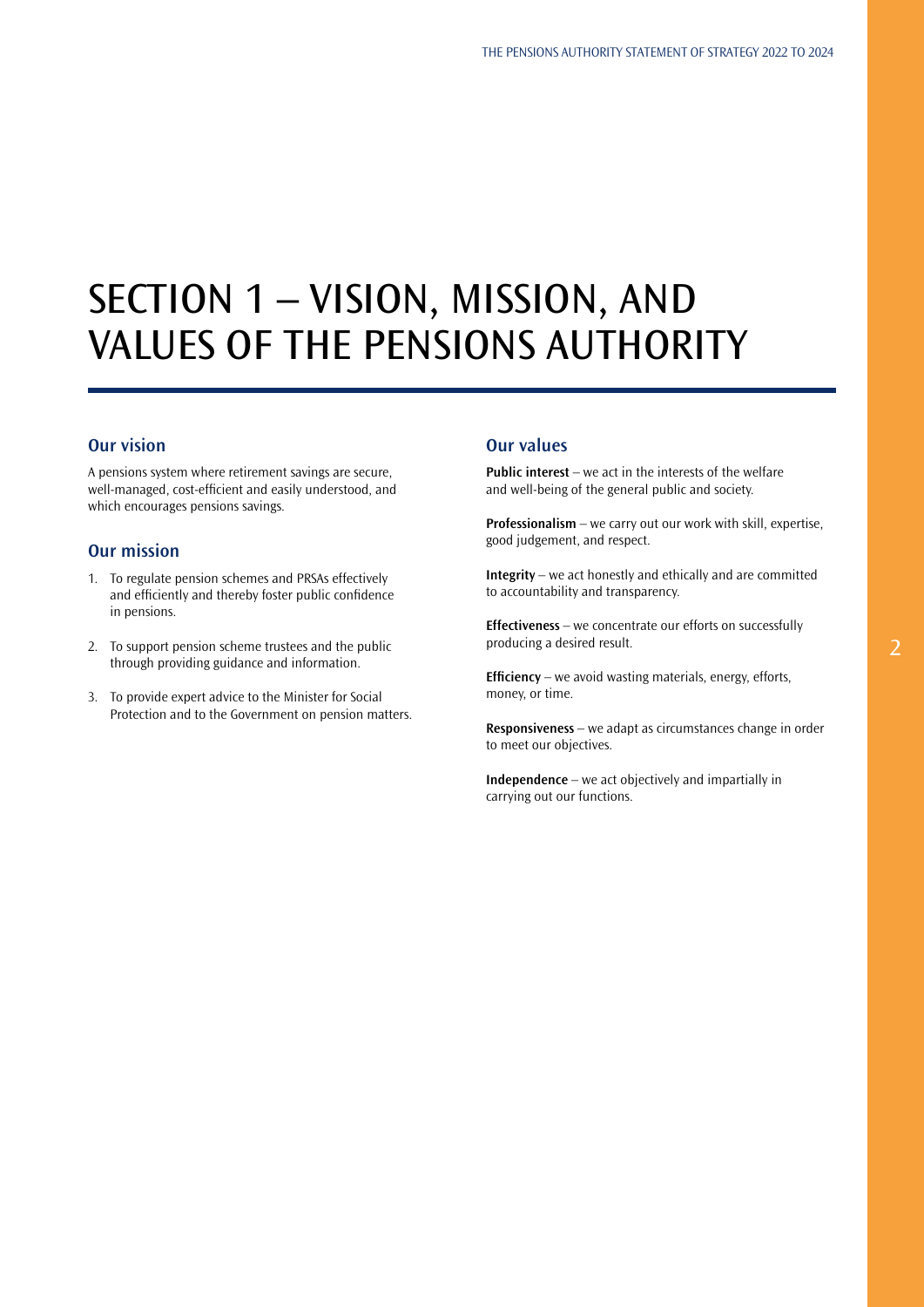# SECTION 1 – VISION, MISSION, AND VALUES OF THE PENSIONS AUTHORITY

## Our vision

A pensions system where retirement savings are secure, well-managed, cost-efficient and easily understood, and which encourages pensions savings.

## Our mission

1. To regulate pension schemes and PRSAs effectively and efficiently and thereby foster public confidence in pensions.
2. To support pension scheme trustees and the public through providing guidance and information.
3. To provide expert advice to the Minister for Social Protection and to the Government on pension matters.

## Our values

**Public interest** – we act in the interests of the welfare and well-being of the general public and society.

**Professionalism** – we carry out our work with skill, expertise, good judgement, and respect.

**Integrity** – we act honestly and ethically and are committed to accountability and transparency.

**Effectiveness** – we concentrate our efforts on successfully producing a desired result.

**Efficiency** – we avoid wasting materials, energy, efforts, money, or time.

**Responsiveness** – we adapt as circumstances change in order to meet our objectives.

**Independence** – we act objectively and impartially in carrying out our functions.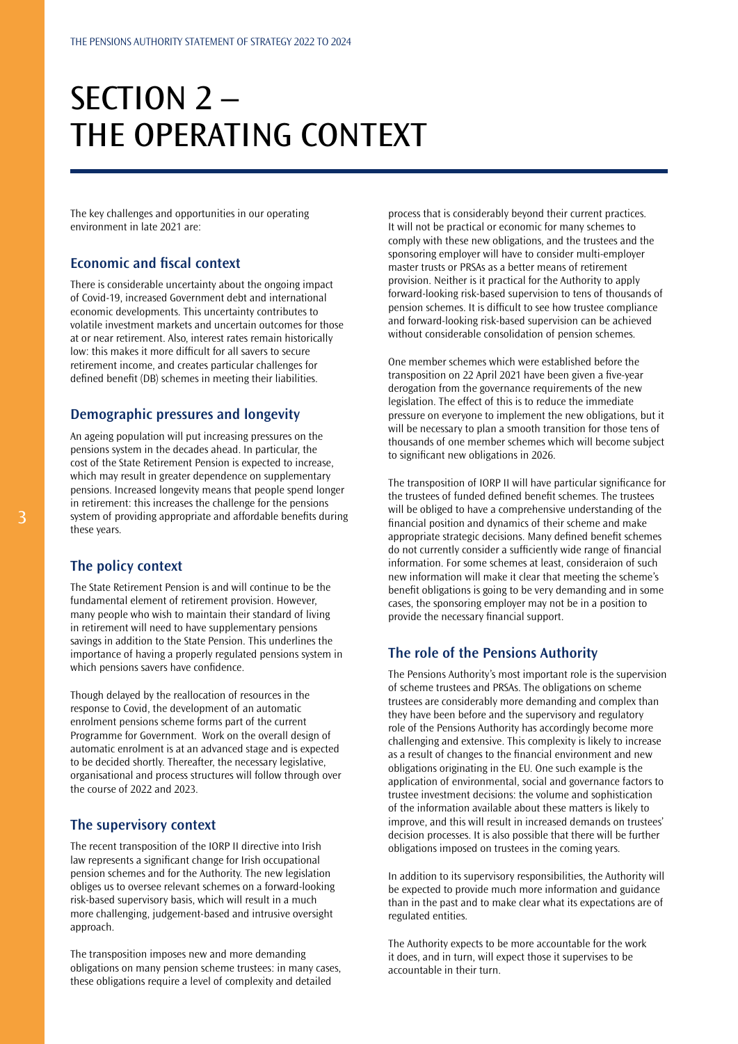# SECTION 2 – THE OPERATING CONTEXT

The key challenges and opportunities in our operating environment in late 2021 are:

## Economic and fiscal context

There is considerable uncertainty about the ongoing impact of Covid-19, increased Government debt and international economic developments. This uncertainty contributes to volatile investment markets and uncertain outcomes for those at or near retirement. Also, interest rates remain historically low: this makes it more difficult for all savers to secure retirement income, and creates particular challenges for defined benefit (DB) schemes in meeting their liabilities.

## Demographic pressures and longevity

An ageing population will put increasing pressures on the pensions system in the decades ahead. In particular, the cost of the State Retirement Pension is expected to increase, which may result in greater dependence on supplementary pensions. Increased longevity means that people spend longer in retirement: this increases the challenge for the pensions system of providing appropriate and affordable benefits during these years.

## The policy context

The State Retirement Pension is and will continue to be the fundamental element of retirement provision. However, many people who wish to maintain their standard of living in retirement will need to have supplementary pensions savings in addition to the State Pension. This underlines the importance of having a properly regulated pensions system in which pensions savers have confidence.

Though delayed by the reallocation of resources in the response to Covid, the development of an automatic enrolment pensions scheme forms part of the current Programme for Government. Work on the overall design of automatic enrolment is at an advanced stage and is expected to be decided shortly. Thereafter, the necessary legislative, organisational and process structures will follow through over the course of 2022 and 2023.

## The supervisory context

The recent transposition of the IORP II directive into Irish law represents a significant change for Irish occupational pension schemes and for the Authority. The new legislation obliges us to oversee relevant schemes on a forward-looking risk-based supervisory basis, which will result in a much more challenging, judgement-based and intrusive oversight approach.

The transposition imposes new and more demanding obligations on many pension scheme trustees: in many cases, these obligations require a level of complexity and detailed process that is considerably beyond their current practices. It will not be practical or economic for many schemes to comply with these new obligations, and the trustees and the sponsoring employer will have to consider multi-employer master trusts or PRSAs as a better means of retirement provision. Neither is it practical for the Authority to apply forward-looking risk-based supervision to tens of thousands of pension schemes. It is difficult to see how trustee compliance and forward-looking risk-based supervision can be achieved without considerable consolidation of pension schemes.

One member schemes which were established before the transposition on 22 April 2021 have been given a five-year derogation from the governance requirements of the new legislation. The effect of this is to reduce the immediate pressure on everyone to implement the new obligations, but it will be necessary to plan a smooth transition for those tens of thousands of one member schemes which will become subject to significant new obligations in 2026.

The transposition of IORP II will have particular significance for the trustees of funded defined benefit schemes. The trustees will be obliged to have a comprehensive understanding of the financial position and dynamics of their scheme and make appropriate strategic decisions. Many defined benefit schemes do not currently consider a sufficiently wide range of financial information. For some schemes at least, consideraion of such new information will make it clear that meeting the scheme's benefit obligations is going to be very demanding and in some cases, the sponsoring employer may not be in a position to provide the necessary financial support.

## The role of the Pensions Authority

The Pensions Authority's most important role is the supervision of scheme trustees and PRSAs. The obligations on scheme trustees are considerably more demanding and complex than they have been before and the supervisory and regulatory role of the Pensions Authority has accordingly become more challenging and extensive. This complexity is likely to increase as a result of changes to the financial environment and new obligations originating in the EU. One such example is the application of environmental, social and governance factors to trustee investment decisions: the volume and sophistication of the information available about these matters is likely to improve, and this will result in increased demands on trustees' decision processes. It is also possible that there will be further obligations imposed on trustees in the coming years.

In addition to its supervisory responsibilities, the Authority will be expected to provide much more information and guidance than in the past and to make clear what its expectations are of regulated entities.

The Authority expects to be more accountable for the work it does, and in turn, will expect those it supervises to be accountable in their turn.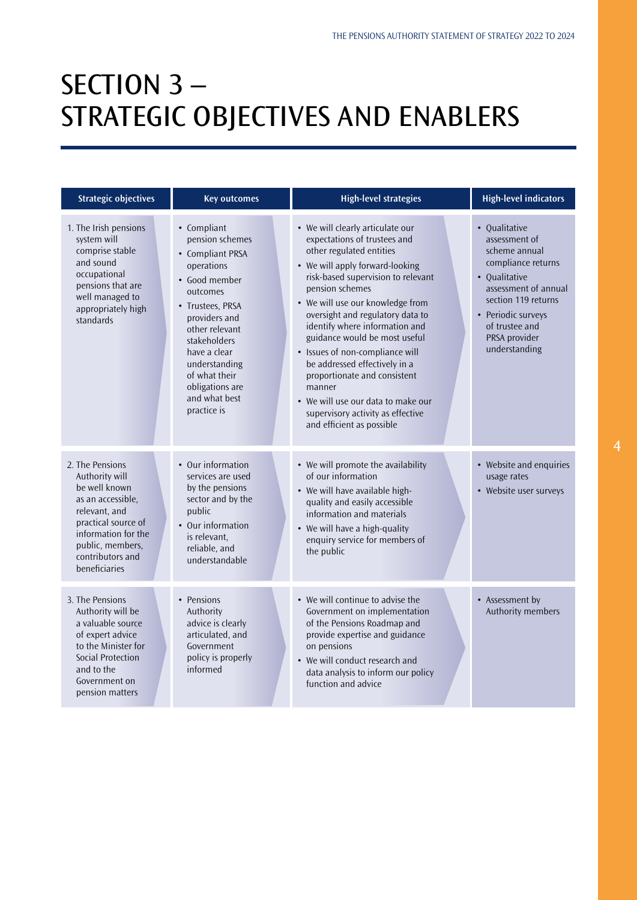# SECTION 3 – STRATEGIC OBJECTIVES AND ENABLERS

| Strategic objectives | Key outcomes | High-level strategies | High-level indicators |
|---|---|---|---|
| 1. The Irish pensions system will comprise stable and sound occupational pensions that are well managed to appropriately high standards | • Compliant pension schemes<br>• Compliant PRSA operations<br>• Good member outcomes<br>• Trustees, PRSA providers and other relevant stakeholders have a clear understanding of what their obligations are and what best practice is | • We will clearly articulate our expectations of trustees and other regulated entities<br>• We will apply forward-looking risk-based supervision to relevant pension schemes<br>• We will use our knowledge from oversight and regulatory data to identify where information and guidance would be most useful<br>• Issues of non-compliance will be addressed effectively in a proportionate and consistent manner<br>• We will use our data to make our supervisory activity as effective and efficient as possible | • Qualitative assessment of scheme annual compliance returns<br>• Qualitative assessment of annual section 119 returns<br>• Periodic surveys of trustee and PRSA provider understanding |
| 2. The Pensions Authority will be well known as an accessible, relevant, and practical source of information for the public, members, contributors and beneficiaries | • Our information services are used by the pensions sector and by the public<br>• Our information is relevant, reliable, and understandable | • We will promote the availability of our information<br>• We will have available high-quality and easily accessible information and materials<br>• We will have a high-quality enquiry service for members of the public | • Website and enquiries usage rates<br>• Website user surveys |
| 3. The Pensions Authority will be a valuable source of expert advice to the Minister for Social Protection and to the Government on pension matters | • Pensions Authority advice is clearly articulated, and Government policy is properly informed | • We will continue to advise the Government on implementation of the Pensions Roadmap and provide expertise and guidance on pensions<br>• We will conduct research and data analysis to inform our policy function and advice | • Assessment by Authority members |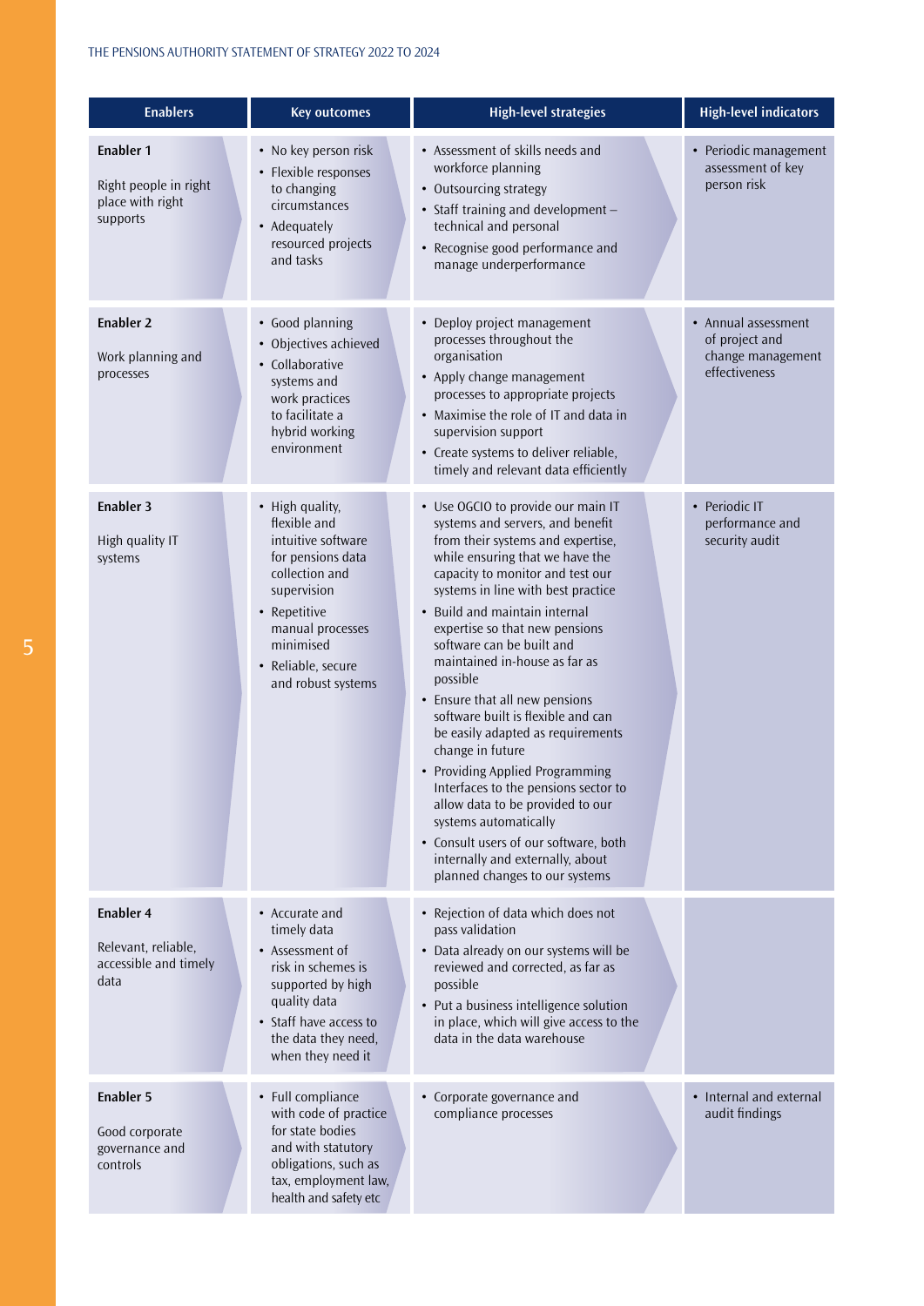| Enablers | Key outcomes | High-level strategies | High-level indicators |
|---|---|---|---|
| **Enabler 1**<br><br>Right people in right place with right supports | • No key person risk<br>• Flexible responses to changing circumstances<br>• Adequately resourced projects and tasks | • Assessment of skills needs and workforce planning<br>• Outsourcing strategy<br>• Staff training and development – technical and personal<br>• Recognise good performance and manage underperformance | • Periodic management assessment of key person risk |
| **Enabler 2**<br><br>Work planning and processes | • Good planning<br>• Objectives achieved<br>• Collaborative systems and work practices to facilitate a hybrid working environment | • Deploy project management processes throughout the organisation<br>• Apply change management processes to appropriate projects<br>• Maximise the role of IT and data in supervision support<br>• Create systems to deliver reliable, timely and relevant data efficiently | • Annual assessment of project and change management effectiveness |
| **Enabler 3**<br><br>High quality IT systems | • High quality, flexible and intuitive software for pensions data collection and supervision<br>• Repetitive manual processes minimised<br>• Reliable, secure and robust systems | • Use OGCIO to provide our main IT systems and servers, and benefit from their systems and expertise, while ensuring that we have the capacity to monitor and test our systems in line with best practice<br>• Build and maintain internal expertise so that new pensions software can be built and maintained in-house as far as possible<br>• Ensure that all new pensions software built is flexible and can be easily adapted as requirements change in future<br>• Providing Applied Programming Interfaces to the pensions sector to allow data to be provided to our systems automatically<br>• Consult users of our software, both internally and externally, about planned changes to our systems | • Periodic IT performance and security audit |
| **Enabler 4**<br><br>Relevant, reliable, accessible and timely data | • Accurate and timely data<br>• Assessment of risk in schemes is supported by high quality data<br>• Staff have access to the data they need, when they need it | • Rejection of data which does not pass validation<br>• Data already on our systems will be reviewed and corrected, as far as possible<br>• Put a business intelligence solution in place, which will give access to the data in the data warehouse | |
| **Enabler 5**<br><br>Good corporate governance and controls | • Full compliance with code of practice for state bodies and with statutory obligations, such as tax, employment law, health and safety etc | • Corporate governance and compliance processes | • Internal and external audit findings |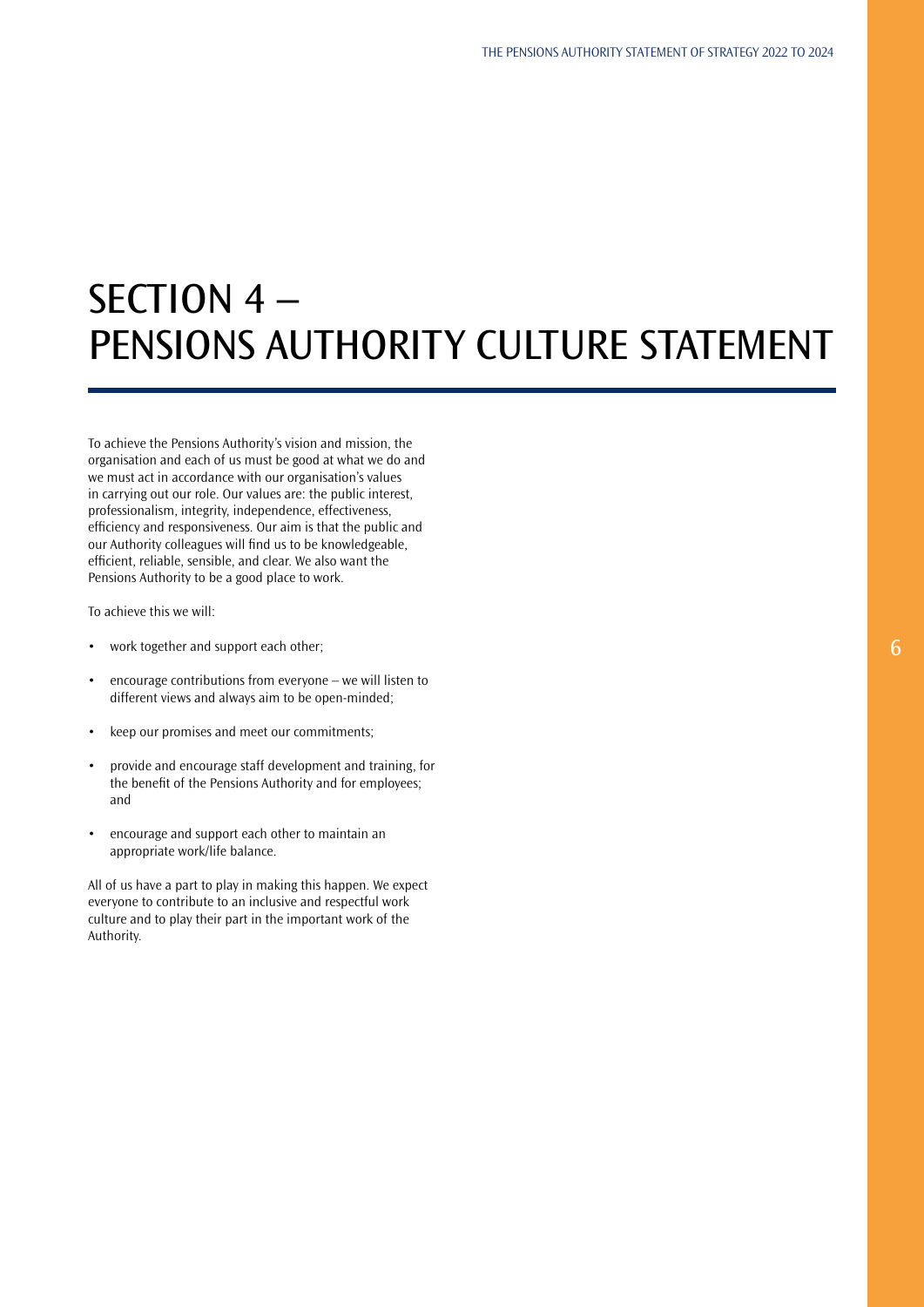# SECTION 4 – PENSIONS AUTHORITY CULTURE STATEMENT

To achieve the Pensions Authority's vision and mission, the organisation and each of us must be good at what we do and we must act in accordance with our organisation's values in carrying out our role. Our values are: the public interest, professionalism, integrity, independence, effectiveness, efficiency and responsiveness. Our aim is that the public and our Authority colleagues will find us to be knowledgeable, efficient, reliable, sensible, and clear. We also want the Pensions Authority to be a good place to work.

To achieve this we will:

- work together and support each other;
- encourage contributions from everyone – we will listen to different views and always aim to be open-minded;
- keep our promises and meet our commitments;
- provide and encourage staff development and training, for the benefit of the Pensions Authority and for employees; and
- encourage and support each other to maintain an appropriate work/life balance.

All of us have a part to play in making this happen. We expect everyone to contribute to an inclusive and respectful work culture and to play their part in the important work of the Authority.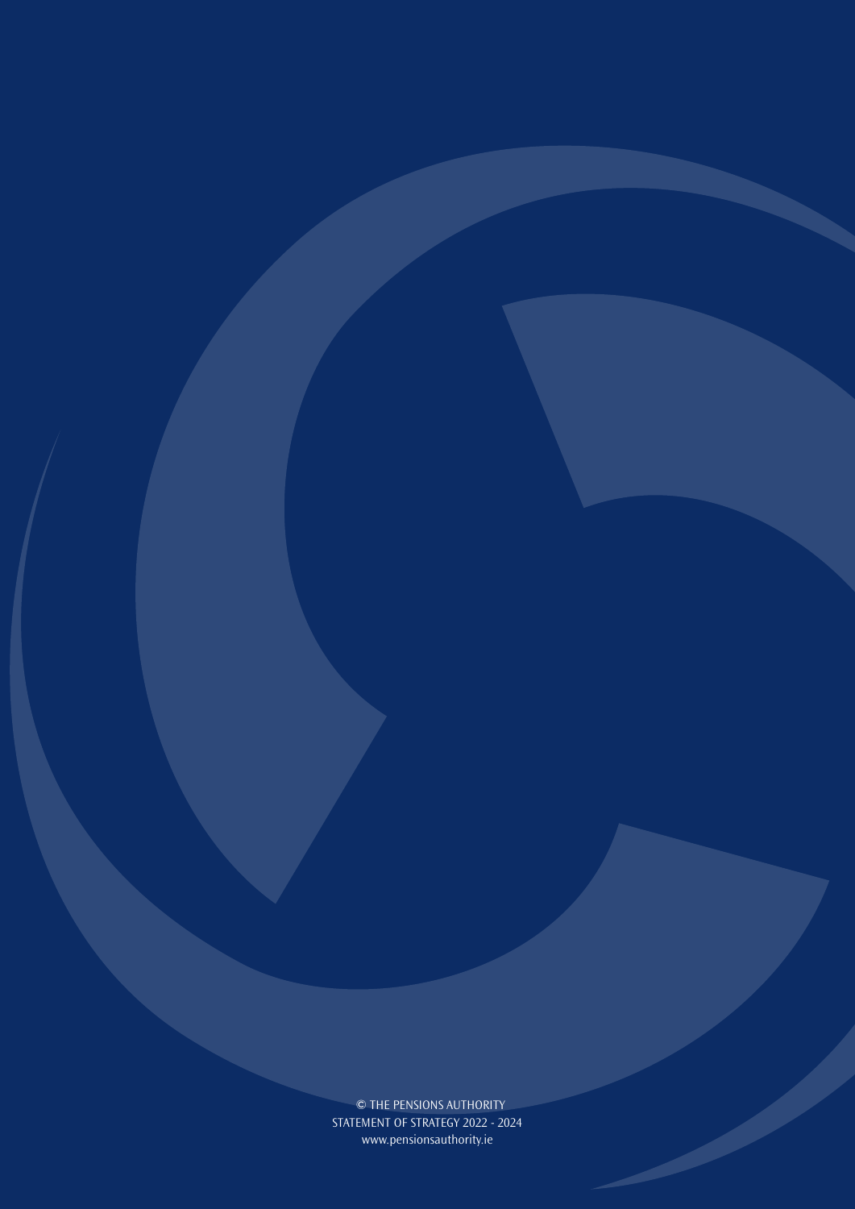© THE PENSIONS AUTHORITY
STATEMENT OF STRATEGY 2022 - 2024
www.pensionsauthority.ie